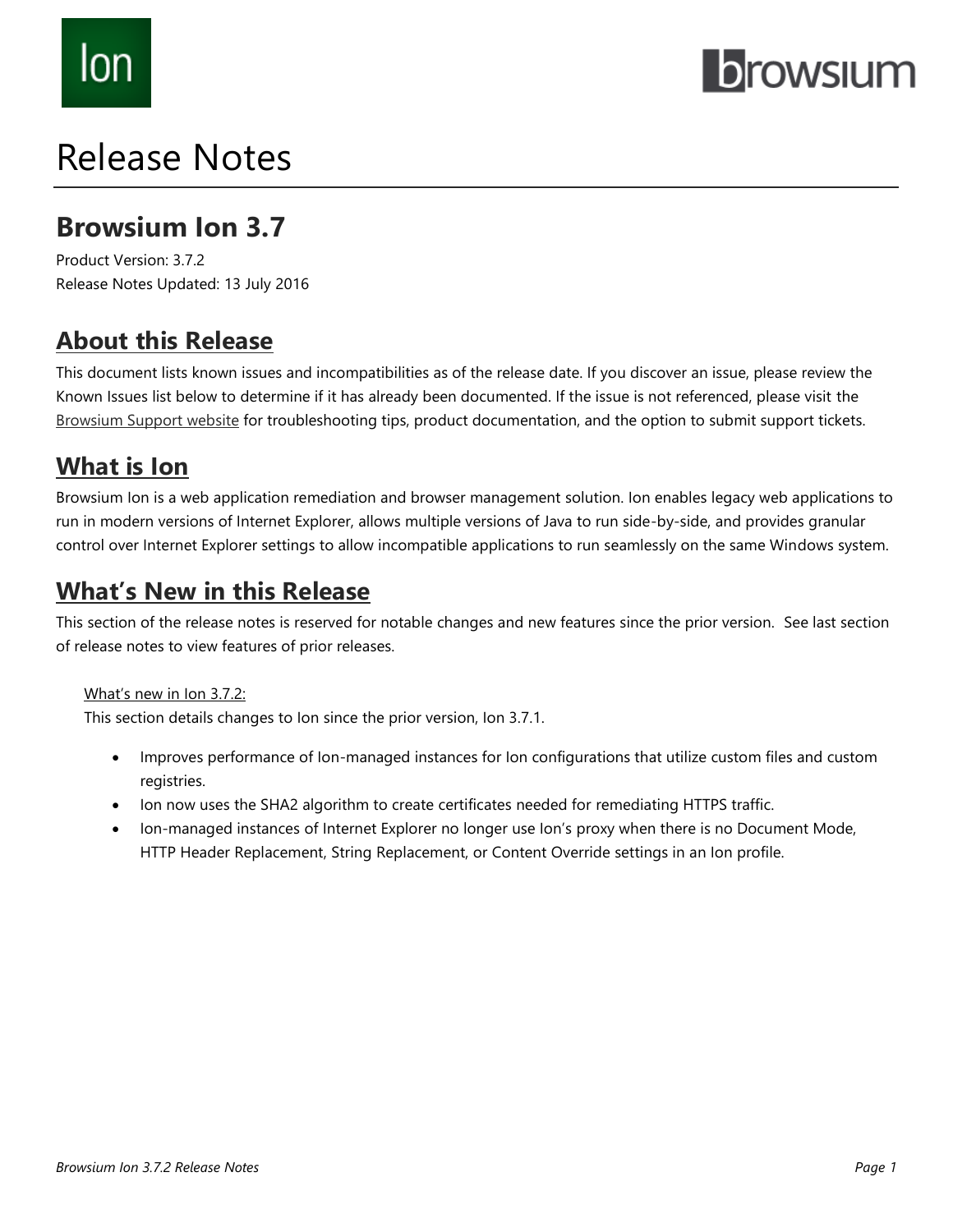# Release Notes

## Browsium Ion 3.7

Product Version: 3.7.2
Release Notes Updated: 13 July 2016

## About this Release

This document lists known issues and incompatibilities as of the release date. If you discover an issue, please review the Known Issues list below to determine if it has already been documented. If the issue is not referenced, please visit the Browsium Support website for troubleshooting tips, product documentation, and the option to submit support tickets.

## What is Ion

Browsium Ion is a web application remediation and browser management solution. Ion enables legacy web applications to run in modern versions of Internet Explorer, allows multiple versions of Java to run side-by-side, and provides granular control over Internet Explorer settings to allow incompatible applications to run seamlessly on the same Windows system.

## What's New in this Release

This section of the release notes is reserved for notable changes and new features since the prior version. See last section of release notes to view features of prior releases.

What's new in Ion 3.7.2:

This section details changes to Ion since the prior version, Ion 3.7.1.

- Improves performance of Ion-managed instances for Ion configurations that utilize custom files and custom registries.
- Ion now uses the SHA2 algorithm to create certificates needed for remediating HTTPS traffic.
- Ion-managed instances of Internet Explorer no longer use Ion's proxy when there is no Document Mode, HTTP Header Replacement, String Replacement, or Content Override settings in an Ion profile.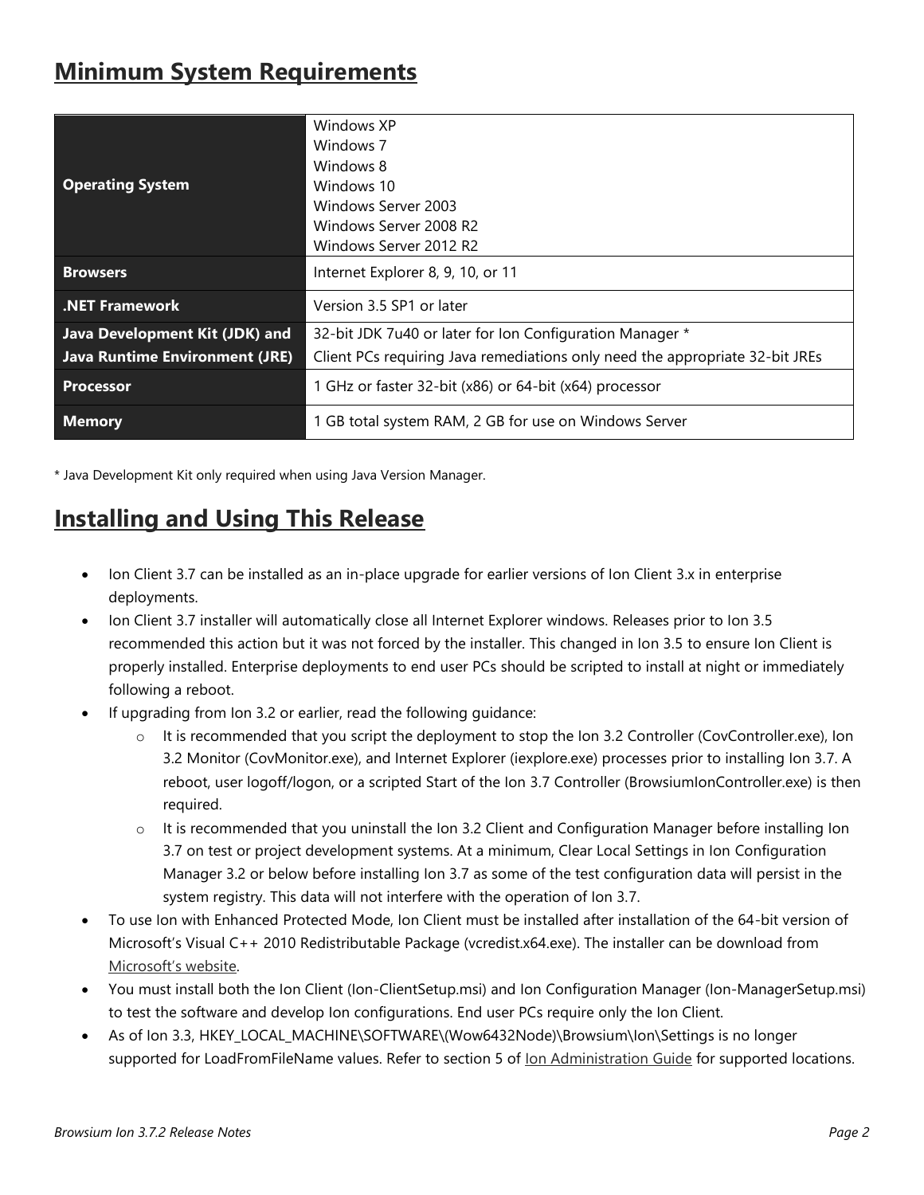## Minimum System Requirements

| | |
|---|---|
| **Operating System** | Windows XP<br>Windows 7<br>Windows 8<br>Windows 10<br>Windows Server 2003<br>Windows Server 2008 R2<br>Windows Server 2012 R2 |
| **Browsers** | Internet Explorer 8, 9, 10, or 11 |
| **.NET Framework** | Version 3.5 SP1 or later |
| **Java Development Kit (JDK) and Java Runtime Environment (JRE)** | 32-bit JDK 7u40 or later for Ion Configuration Manager *<br>Client PCs requiring Java remediations only need the appropriate 32-bit JREs |
| **Processor** | 1 GHz or faster 32-bit (x86) or 64-bit (x64) processor |
| **Memory** | 1 GB total system RAM, 2 GB for use on Windows Server |

* Java Development Kit only required when using Java Version Manager.

## Installing and Using This Release

- Ion Client 3.7 can be installed as an in-place upgrade for earlier versions of Ion Client 3.x in enterprise deployments.
- Ion Client 3.7 installer will automatically close all Internet Explorer windows. Releases prior to Ion 3.5 recommended this action but it was not forced by the installer. This changed in Ion 3.5 to ensure Ion Client is properly installed. Enterprise deployments to end user PCs should be scripted to install at night or immediately following a reboot.
- If upgrading from Ion 3.2 or earlier, read the following guidance:
  - It is recommended that you script the deployment to stop the Ion 3.2 Controller (CovController.exe), Ion 3.2 Monitor (CovMonitor.exe), and Internet Explorer (iexplore.exe) processes prior to installing Ion 3.7. A reboot, user logoff/logon, or a scripted Start of the Ion 3.7 Controller (BrowsiumIonController.exe) is then required.
  - It is recommended that you uninstall the Ion 3.2 Client and Configuration Manager before installing Ion 3.7 on test or project development systems. At a minimum, Clear Local Settings in Ion Configuration Manager 3.2 or below before installing Ion 3.7 as some of the test configuration data will persist in the system registry. This data will not interfere with the operation of Ion 3.7.
- To use Ion with Enhanced Protected Mode, Ion Client must be installed after installation of the 64-bit version of Microsoft's Visual C++ 2010 Redistributable Package (vcredist.x64.exe). The installer can be download from Microsoft's website.
- You must install both the Ion Client (Ion-ClientSetup.msi) and Ion Configuration Manager (Ion-ManagerSetup.msi) to test the software and develop Ion configurations. End user PCs require only the Ion Client.
- As of Ion 3.3, HKEY_LOCAL_MACHINE\SOFTWARE\(Wow6432Node)\Browsium\Ion\Settings is no longer supported for LoadFromFileName values. Refer to section 5 of Ion Administration Guide for supported locations.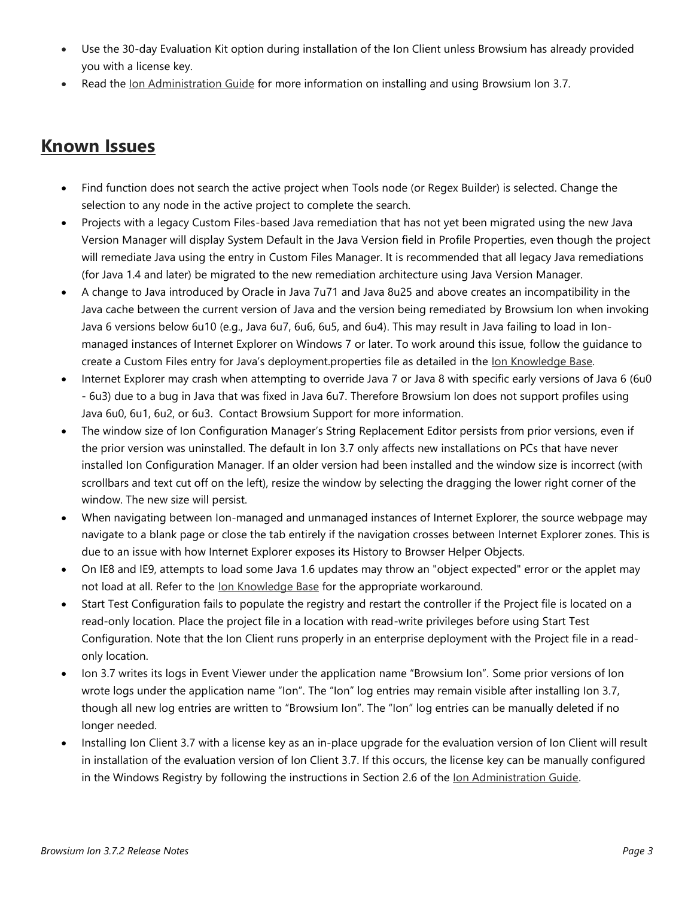- Use the 30-day Evaluation Kit option during installation of the Ion Client unless Browsium has already provided you with a license key.
- Read the Ion Administration Guide for more information on installing and using Browsium Ion 3.7.

## Known Issues

- Find function does not search the active project when Tools node (or Regex Builder) is selected. Change the selection to any node in the active project to complete the search.
- Projects with a legacy Custom Files-based Java remediation that has not yet been migrated using the new Java Version Manager will display System Default in the Java Version field in Profile Properties, even though the project will remediate Java using the entry in Custom Files Manager. It is recommended that all legacy Java remediations (for Java 1.4 and later) be migrated to the new remediation architecture using Java Version Manager.
- A change to Java introduced by Oracle in Java 7u71 and Java 8u25 and above creates an incompatibility in the Java cache between the current version of Java and the version being remediated by Browsium Ion when invoking Java 6 versions below 6u10 (e.g., Java 6u7, 6u6, 6u5, and 6u4). This may result in Java failing to load in Ion-managed instances of Internet Explorer on Windows 7 or later. To work around this issue, follow the guidance to create a Custom Files entry for Java's deployment.properties file as detailed in the Ion Knowledge Base.
- Internet Explorer may crash when attempting to override Java 7 or Java 8 with specific early versions of Java 6 (6u0 - 6u3) due to a bug in Java that was fixed in Java 6u7. Therefore Browsium Ion does not support profiles using Java 6u0, 6u1, 6u2, or 6u3. Contact Browsium Support for more information.
- The window size of Ion Configuration Manager's String Replacement Editor persists from prior versions, even if the prior version was uninstalled. The default in Ion 3.7 only affects new installations on PCs that have never installed Ion Configuration Manager. If an older version had been installed and the window size is incorrect (with scrollbars and text cut off on the left), resize the window by selecting the dragging the lower right corner of the window. The new size will persist.
- When navigating between Ion-managed and unmanaged instances of Internet Explorer, the source webpage may navigate to a blank page or close the tab entirely if the navigation crosses between Internet Explorer zones. This is due to an issue with how Internet Explorer exposes its History to Browser Helper Objects.
- On IE8 and IE9, attempts to load some Java 1.6 updates may throw an "object expected" error or the applet may not load at all. Refer to the Ion Knowledge Base for the appropriate workaround.
- Start Test Configuration fails to populate the registry and restart the controller if the Project file is located on a read-only location. Place the project file in a location with read-write privileges before using Start Test Configuration. Note that the Ion Client runs properly in an enterprise deployment with the Project file in a read-only location.
- Ion 3.7 writes its logs in Event Viewer under the application name "Browsium Ion". Some prior versions of Ion wrote logs under the application name "Ion". The "Ion" log entries may remain visible after installing Ion 3.7, though all new log entries are written to "Browsium Ion". The "Ion" log entries can be manually deleted if no longer needed.
- Installing Ion Client 3.7 with a license key as an in-place upgrade for the evaluation version of Ion Client will result in installation of the evaluation version of Ion Client 3.7. If this occurs, the license key can be manually configured in the Windows Registry by following the instructions in Section 2.6 of the Ion Administration Guide.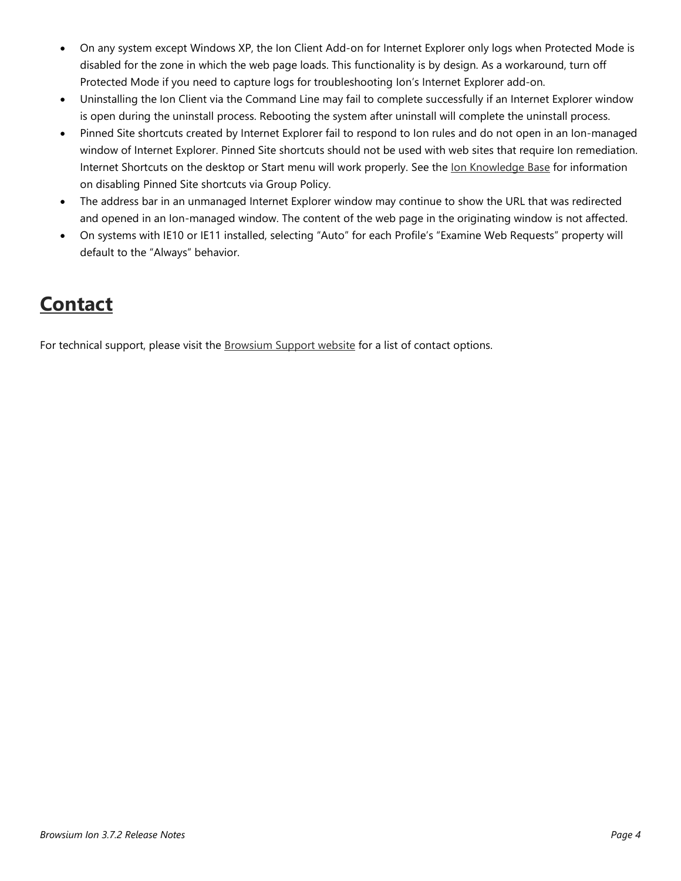- On any system except Windows XP, the Ion Client Add-on for Internet Explorer only logs when Protected Mode is disabled for the zone in which the web page loads. This functionality is by design. As a workaround, turn off Protected Mode if you need to capture logs for troubleshooting Ion's Internet Explorer add-on.
- Uninstalling the Ion Client via the Command Line may fail to complete successfully if an Internet Explorer window is open during the uninstall process. Rebooting the system after uninstall will complete the uninstall process.
- Pinned Site shortcuts created by Internet Explorer fail to respond to Ion rules and do not open in an Ion-managed window of Internet Explorer. Pinned Site shortcuts should not be used with web sites that require Ion remediation. Internet Shortcuts on the desktop or Start menu will work properly. See the Ion Knowledge Base for information on disabling Pinned Site shortcuts via Group Policy.
- The address bar in an unmanaged Internet Explorer window may continue to show the URL that was redirected and opened in an Ion-managed window. The content of the web page in the originating window is not affected.
- On systems with IE10 or IE11 installed, selecting "Auto" for each Profile's "Examine Web Requests" property will default to the "Always" behavior.

# Contact

For technical support, please visit the Browsium Support website for a list of contact options.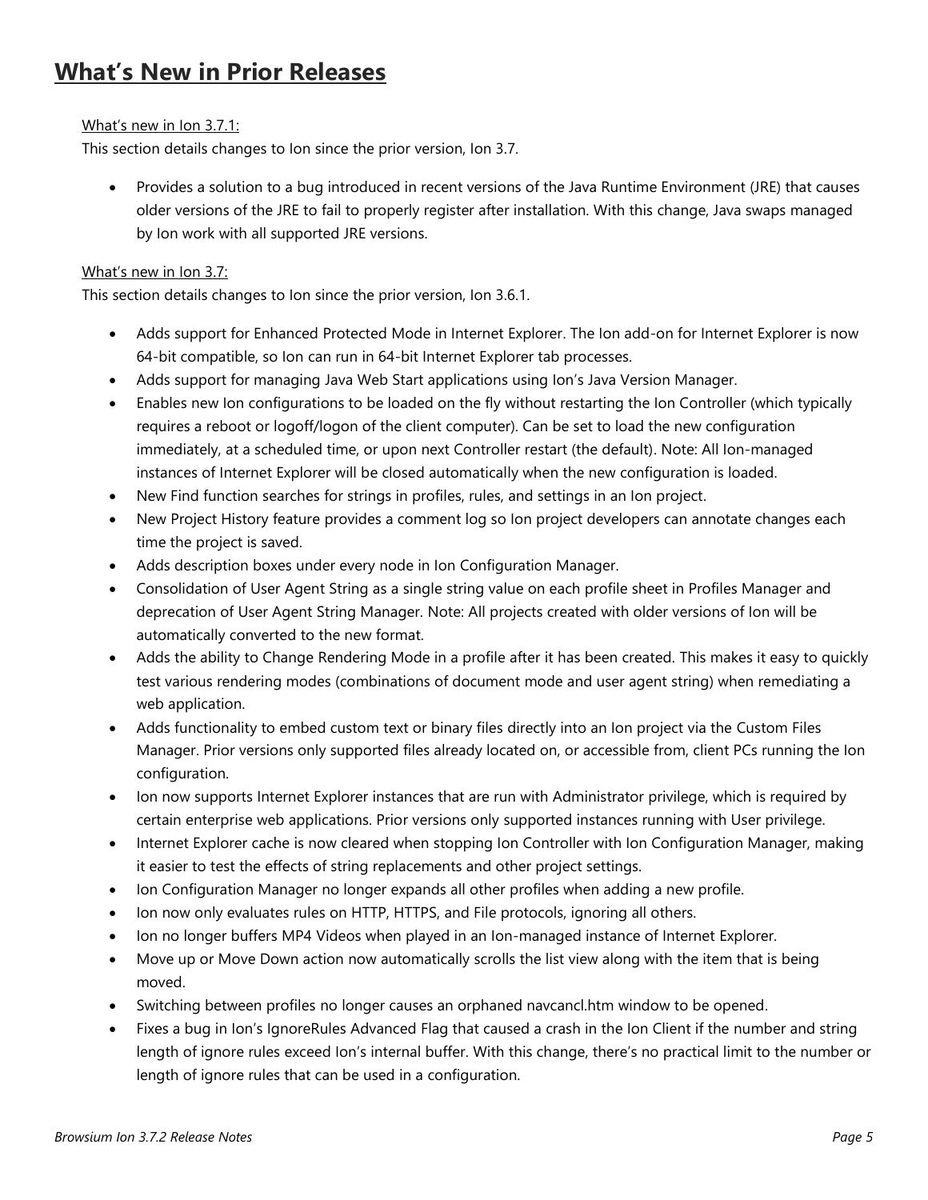# What's New in Prior Releases

What's new in Ion 3.7.1:

This section details changes to Ion since the prior version, Ion 3.7.

- Provides a solution to a bug introduced in recent versions of the Java Runtime Environment (JRE) that causes older versions of the JRE to fail to properly register after installation. With this change, Java swaps managed by Ion work with all supported JRE versions.

What's new in Ion 3.7:

This section details changes to Ion since the prior version, Ion 3.6.1.

- Adds support for Enhanced Protected Mode in Internet Explorer. The Ion add-on for Internet Explorer is now 64-bit compatible, so Ion can run in 64-bit Internet Explorer tab processes.
- Adds support for managing Java Web Start applications using Ion's Java Version Manager.
- Enables new Ion configurations to be loaded on the fly without restarting the Ion Controller (which typically requires a reboot or logoff/logon of the client computer). Can be set to load the new configuration immediately, at a scheduled time, or upon next Controller restart (the default). Note: All Ion-managed instances of Internet Explorer will be closed automatically when the new configuration is loaded.
- New Find function searches for strings in profiles, rules, and settings in an Ion project.
- New Project History feature provides a comment log so Ion project developers can annotate changes each time the project is saved.
- Adds description boxes under every node in Ion Configuration Manager.
- Consolidation of User Agent String as a single string value on each profile sheet in Profiles Manager and deprecation of User Agent String Manager. Note: All projects created with older versions of Ion will be automatically converted to the new format.
- Adds the ability to Change Rendering Mode in a profile after it has been created. This makes it easy to quickly test various rendering modes (combinations of document mode and user agent string) when remediating a web application.
- Adds functionality to embed custom text or binary files directly into an Ion project via the Custom Files Manager. Prior versions only supported files already located on, or accessible from, client PCs running the Ion configuration.
- Ion now supports Internet Explorer instances that are run with Administrator privilege, which is required by certain enterprise web applications. Prior versions only supported instances running with User privilege.
- Internet Explorer cache is now cleared when stopping Ion Controller with Ion Configuration Manager, making it easier to test the effects of string replacements and other project settings.
- Ion Configuration Manager no longer expands all other profiles when adding a new profile.
- Ion now only evaluates rules on HTTP, HTTPS, and File protocols, ignoring all others.
- Ion no longer buffers MP4 Videos when played in an Ion-managed instance of Internet Explorer.
- Move up or Move Down action now automatically scrolls the list view along with the item that is being moved.
- Switching between profiles no longer causes an orphaned navcancl.htm window to be opened.
- Fixes a bug in Ion's IgnoreRules Advanced Flag that caused a crash in the Ion Client if the number and string length of ignore rules exceed Ion's internal buffer. With this change, there's no practical limit to the number or length of ignore rules that can be used in a configuration.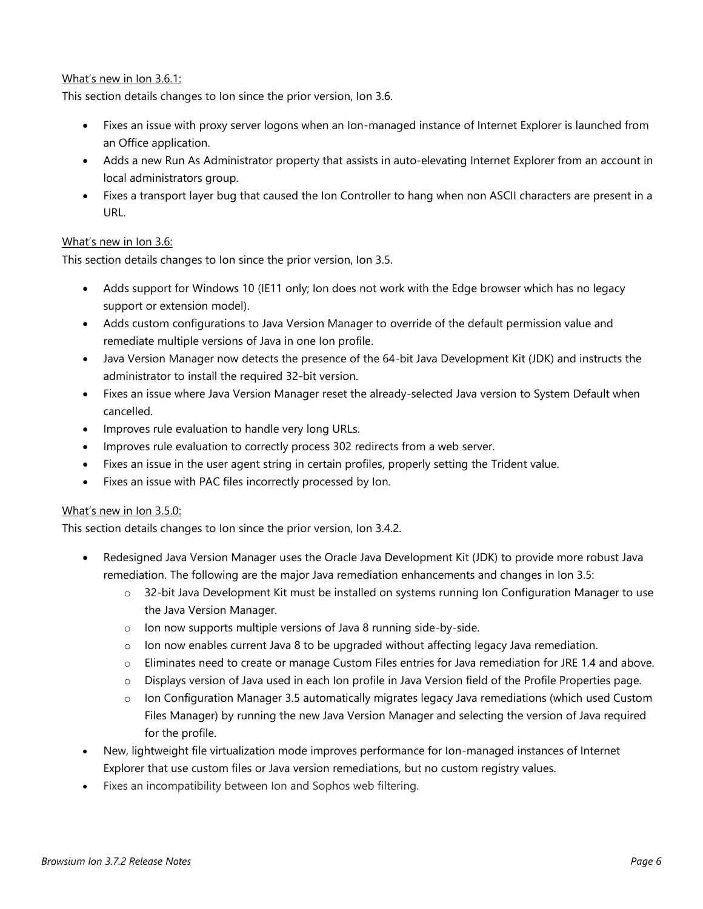What's new in Ion 3.6.1:

This section details changes to Ion since the prior version, Ion 3.6.

- Fixes an issue with proxy server logons when an Ion-managed instance of Internet Explorer is launched from an Office application.
- Adds a new Run As Administrator property that assists in auto-elevating Internet Explorer from an account in local administrators group.
- Fixes a transport layer bug that caused the Ion Controller to hang when non ASCII characters are present in a URL.

What's new in Ion 3.6:

This section details changes to Ion since the prior version, Ion 3.5.

- Adds support for Windows 10 (IE11 only; Ion does not work with the Edge browser which has no legacy support or extension model).
- Adds custom configurations to Java Version Manager to override of the default permission value and remediate multiple versions of Java in one Ion profile.
- Java Version Manager now detects the presence of the 64-bit Java Development Kit (JDK) and instructs the administrator to install the required 32-bit version.
- Fixes an issue where Java Version Manager reset the already-selected Java version to System Default when cancelled.
- Improves rule evaluation to handle very long URLs.
- Improves rule evaluation to correctly process 302 redirects from a web server.
- Fixes an issue in the user agent string in certain profiles, properly setting the Trident value.
- Fixes an issue with PAC files incorrectly processed by Ion.

What's new in Ion 3.5.0:

This section details changes to Ion since the prior version, Ion 3.4.2.

- Redesigned Java Version Manager uses the Oracle Java Development Kit (JDK) to provide more robust Java remediation. The following are the major Java remediation enhancements and changes in Ion 3.5:
    - 32-bit Java Development Kit must be installed on systems running Ion Configuration Manager to use the Java Version Manager.
    - Ion now supports multiple versions of Java 8 running side-by-side.
    - Ion now enables current Java 8 to be upgraded without affecting legacy Java remediation.
    - Eliminates need to create or manage Custom Files entries for Java remediation for JRE 1.4 and above.
    - Displays version of Java used in each Ion profile in Java Version field of the Profile Properties page.
    - Ion Configuration Manager 3.5 automatically migrates legacy Java remediations (which used Custom Files Manager) by running the new Java Version Manager and selecting the version of Java required for the profile.
- New, lightweight file virtualization mode improves performance for Ion-managed instances of Internet Explorer that use custom files or Java version remediations, but no custom registry values.
- Fixes an incompatibility between Ion and Sophos web filtering.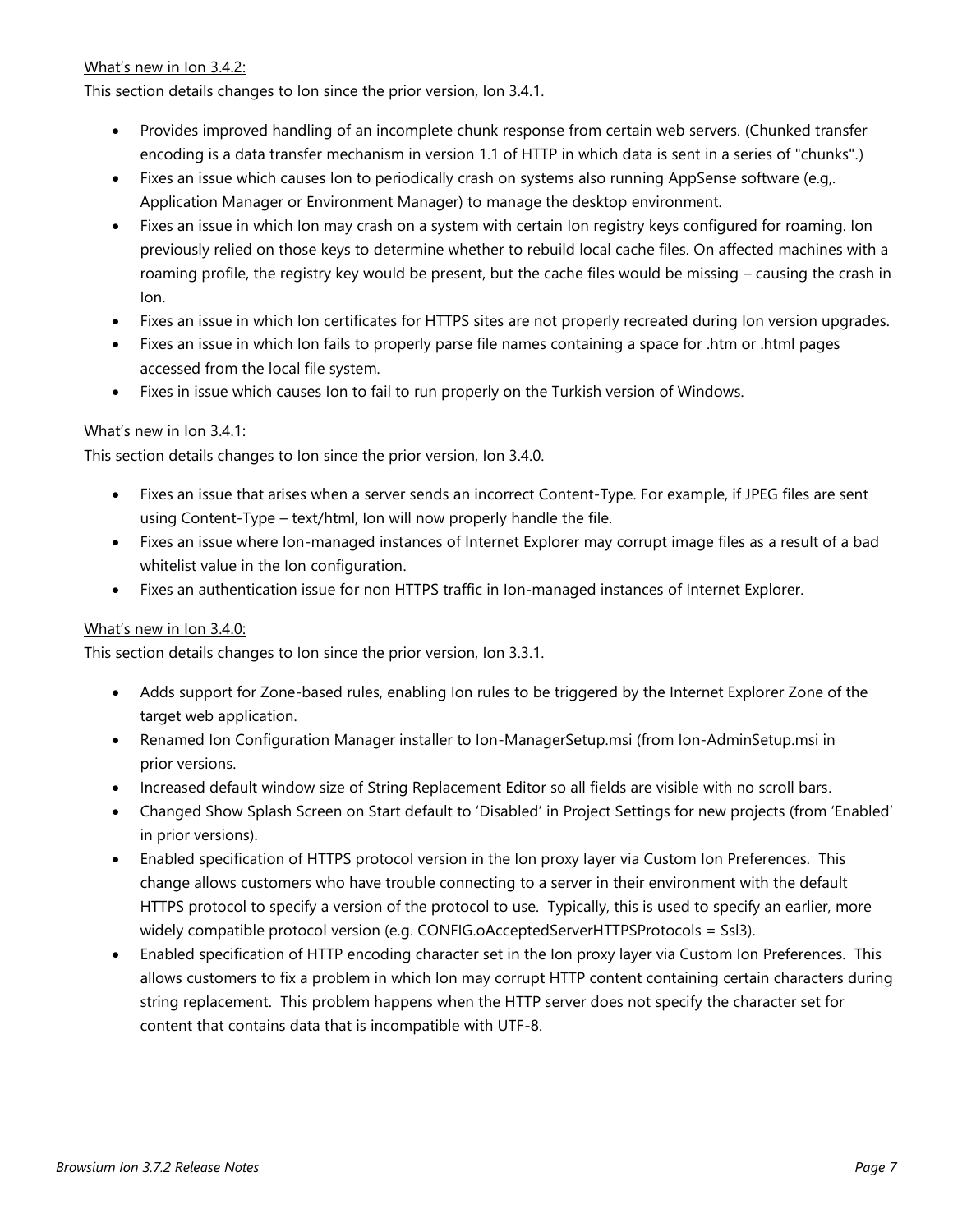What's new in Ion 3.4.2:

This section details changes to Ion since the prior version, Ion 3.4.1.

- Provides improved handling of an incomplete chunk response from certain web servers. (Chunked transfer encoding is a data transfer mechanism in version 1.1 of HTTP in which data is sent in a series of "chunks".)
- Fixes an issue which causes Ion to periodically crash on systems also running AppSense software (e.g,. Application Manager or Environment Manager) to manage the desktop environment.
- Fixes an issue in which Ion may crash on a system with certain Ion registry keys configured for roaming. Ion previously relied on those keys to determine whether to rebuild local cache files. On affected machines with a roaming profile, the registry key would be present, but the cache files would be missing – causing the crash in Ion.
- Fixes an issue in which Ion certificates for HTTPS sites are not properly recreated during Ion version upgrades.
- Fixes an issue in which Ion fails to properly parse file names containing a space for .htm or .html pages accessed from the local file system.
- Fixes in issue which causes Ion to fail to run properly on the Turkish version of Windows.

What's new in Ion 3.4.1:

This section details changes to Ion since the prior version, Ion 3.4.0.

- Fixes an issue that arises when a server sends an incorrect Content-Type. For example, if JPEG files are sent using Content-Type – text/html, Ion will now properly handle the file.
- Fixes an issue where Ion-managed instances of Internet Explorer may corrupt image files as a result of a bad whitelist value in the Ion configuration.
- Fixes an authentication issue for non HTTPS traffic in Ion-managed instances of Internet Explorer.

What's new in Ion 3.4.0:

This section details changes to Ion since the prior version, Ion 3.3.1.

- Adds support for Zone-based rules, enabling Ion rules to be triggered by the Internet Explorer Zone of the target web application.
- Renamed Ion Configuration Manager installer to Ion-ManagerSetup.msi (from Ion-AdminSetup.msi in prior versions.
- Increased default window size of String Replacement Editor so all fields are visible with no scroll bars.
- Changed Show Splash Screen on Start default to 'Disabled' in Project Settings for new projects (from 'Enabled' in prior versions).
- Enabled specification of HTTPS protocol version in the Ion proxy layer via Custom Ion Preferences. This change allows customers who have trouble connecting to a server in their environment with the default HTTPS protocol to specify a version of the protocol to use. Typically, this is used to specify an earlier, more widely compatible protocol version (e.g. CONFIG.oAcceptedServerHTTPSProtocols = Ssl3).
- Enabled specification of HTTP encoding character set in the Ion proxy layer via Custom Ion Preferences. This allows customers to fix a problem in which Ion may corrupt HTTP content containing certain characters during string replacement. This problem happens when the HTTP server does not specify the character set for content that contains data that is incompatible with UTF-8.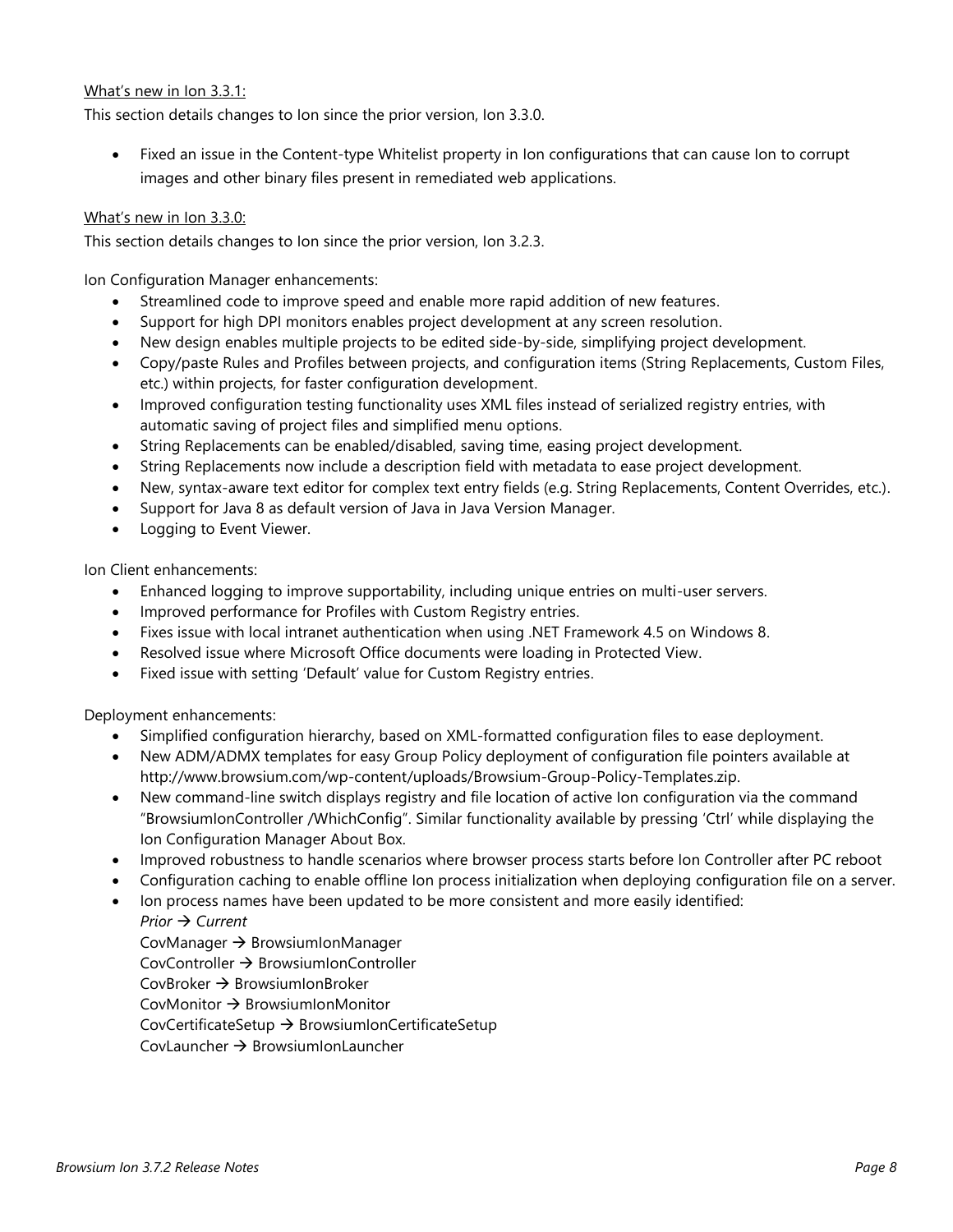What's new in Ion 3.3.1:

This section details changes to Ion since the prior version, Ion 3.3.0.

- Fixed an issue in the Content-type Whitelist property in Ion configurations that can cause Ion to corrupt images and other binary files present in remediated web applications.

What's new in Ion 3.3.0:

This section details changes to Ion since the prior version, Ion 3.2.3.

Ion Configuration Manager enhancements:

- Streamlined code to improve speed and enable more rapid addition of new features.
- Support for high DPI monitors enables project development at any screen resolution.
- New design enables multiple projects to be edited side-by-side, simplifying project development.
- Copy/paste Rules and Profiles between projects, and configuration items (String Replacements, Custom Files, etc.) within projects, for faster configuration development.
- Improved configuration testing functionality uses XML files instead of serialized registry entries, with automatic saving of project files and simplified menu options.
- String Replacements can be enabled/disabled, saving time, easing project development.
- String Replacements now include a description field with metadata to ease project development.
- New, syntax-aware text editor for complex text entry fields (e.g. String Replacements, Content Overrides, etc.).
- Support for Java 8 as default version of Java in Java Version Manager.
- Logging to Event Viewer.

Ion Client enhancements:

- Enhanced logging to improve supportability, including unique entries on multi-user servers.
- Improved performance for Profiles with Custom Registry entries.
- Fixes issue with local intranet authentication when using .NET Framework 4.5 on Windows 8.
- Resolved issue where Microsoft Office documents were loading in Protected View.
- Fixed issue with setting 'Default' value for Custom Registry entries.

Deployment enhancements:

- Simplified configuration hierarchy, based on XML-formatted configuration files to ease deployment.
- New ADM/ADMX templates for easy Group Policy deployment of configuration file pointers available at http://www.browsium.com/wp-content/uploads/Browsium-Group-Policy-Templates.zip.
- New command-line switch displays registry and file location of active Ion configuration via the command "BrowsiumIonController /WhichConfig". Similar functionality available by pressing 'Ctrl' while displaying the Ion Configuration Manager About Box.
- Improved robustness to handle scenarios where browser process starts before Ion Controller after PC reboot
- Configuration caching to enable offline Ion process initialization when deploying configuration file on a server.
- Ion process names have been updated to be more consistent and more easily identified:
  *Prior → Current*
  CovManager → BrowsiumIonManager
  CovController → BrowsiumIonController
  CovBroker → BrowsiumIonBroker
  CovMonitor → BrowsiumIonMonitor
  CovCertificateSetup → BrowsiumIonCertificateSetup
  CovLauncher → BrowsiumIonLauncher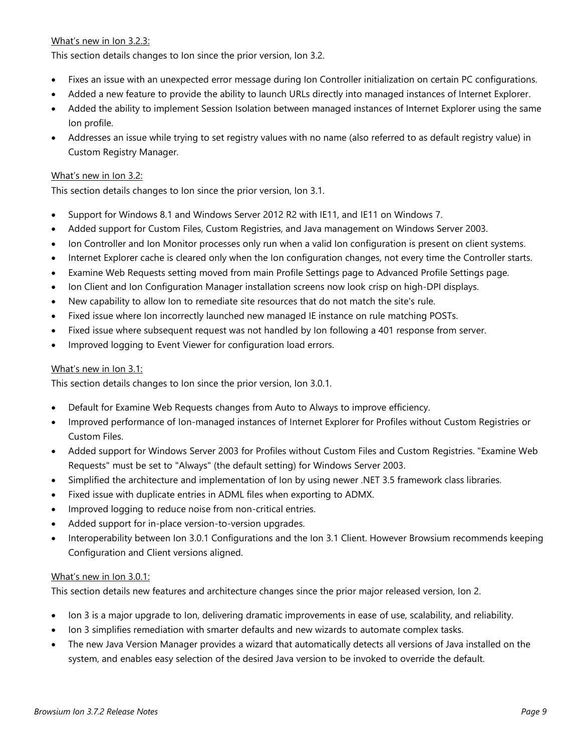What's new in Ion 3.2.3:

This section details changes to Ion since the prior version, Ion 3.2.

- Fixes an issue with an unexpected error message during Ion Controller initialization on certain PC configurations.
- Added a new feature to provide the ability to launch URLs directly into managed instances of Internet Explorer.
- Added the ability to implement Session Isolation between managed instances of Internet Explorer using the same Ion profile.
- Addresses an issue while trying to set registry values with no name (also referred to as default registry value) in Custom Registry Manager.

What's new in Ion 3.2:

This section details changes to Ion since the prior version, Ion 3.1.

- Support for Windows 8.1 and Windows Server 2012 R2 with IE11, and IE11 on Windows 7.
- Added support for Custom Files, Custom Registries, and Java management on Windows Server 2003.
- Ion Controller and Ion Monitor processes only run when a valid Ion configuration is present on client systems.
- Internet Explorer cache is cleared only when the Ion configuration changes, not every time the Controller starts.
- Examine Web Requests setting moved from main Profile Settings page to Advanced Profile Settings page.
- Ion Client and Ion Configuration Manager installation screens now look crisp on high-DPI displays.
- New capability to allow Ion to remediate site resources that do not match the site's rule.
- Fixed issue where Ion incorrectly launched new managed IE instance on rule matching POSTs.
- Fixed issue where subsequent request was not handled by Ion following a 401 response from server.
- Improved logging to Event Viewer for configuration load errors.

What's new in Ion 3.1:

This section details changes to Ion since the prior version, Ion 3.0.1.

- Default for Examine Web Requests changes from Auto to Always to improve efficiency.
- Improved performance of Ion-managed instances of Internet Explorer for Profiles without Custom Registries or Custom Files.
- Added support for Windows Server 2003 for Profiles without Custom Files and Custom Registries. "Examine Web Requests" must be set to "Always" (the default setting) for Windows Server 2003.
- Simplified the architecture and implementation of Ion by using newer .NET 3.5 framework class libraries.
- Fixed issue with duplicate entries in ADML files when exporting to ADMX.
- Improved logging to reduce noise from non-critical entries.
- Added support for in-place version-to-version upgrades.
- Interoperability between Ion 3.0.1 Configurations and the Ion 3.1 Client. However Browsium recommends keeping Configuration and Client versions aligned.

What's new in Ion 3.0.1:

This section details new features and architecture changes since the prior major released version, Ion 2.

- Ion 3 is a major upgrade to Ion, delivering dramatic improvements in ease of use, scalability, and reliability.
- Ion 3 simplifies remediation with smarter defaults and new wizards to automate complex tasks.
- The new Java Version Manager provides a wizard that automatically detects all versions of Java installed on the system, and enables easy selection of the desired Java version to be invoked to override the default.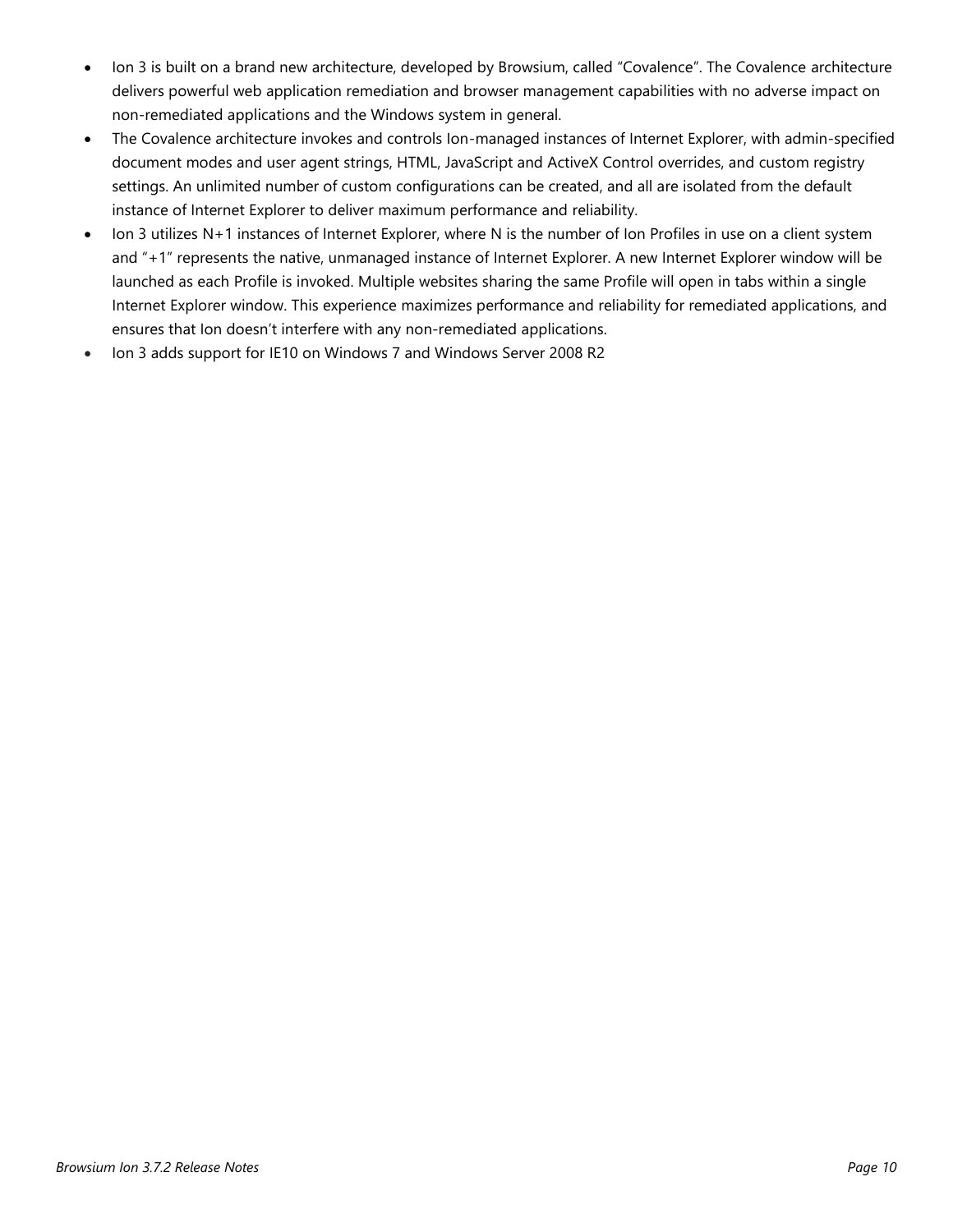- Ion 3 is built on a brand new architecture, developed by Browsium, called "Covalence". The Covalence architecture delivers powerful web application remediation and browser management capabilities with no adverse impact on non-remediated applications and the Windows system in general.
- The Covalence architecture invokes and controls Ion-managed instances of Internet Explorer, with admin-specified document modes and user agent strings, HTML, JavaScript and ActiveX Control overrides, and custom registry settings. An unlimited number of custom configurations can be created, and all are isolated from the default instance of Internet Explorer to deliver maximum performance and reliability.
- Ion 3 utilizes N+1 instances of Internet Explorer, where N is the number of Ion Profiles in use on a client system and "+1" represents the native, unmanaged instance of Internet Explorer. A new Internet Explorer window will be launched as each Profile is invoked. Multiple websites sharing the same Profile will open in tabs within a single Internet Explorer window. This experience maximizes performance and reliability for remediated applications, and ensures that Ion doesn't interfere with any non-remediated applications.
- Ion 3 adds support for IE10 on Windows 7 and Windows Server 2008 R2